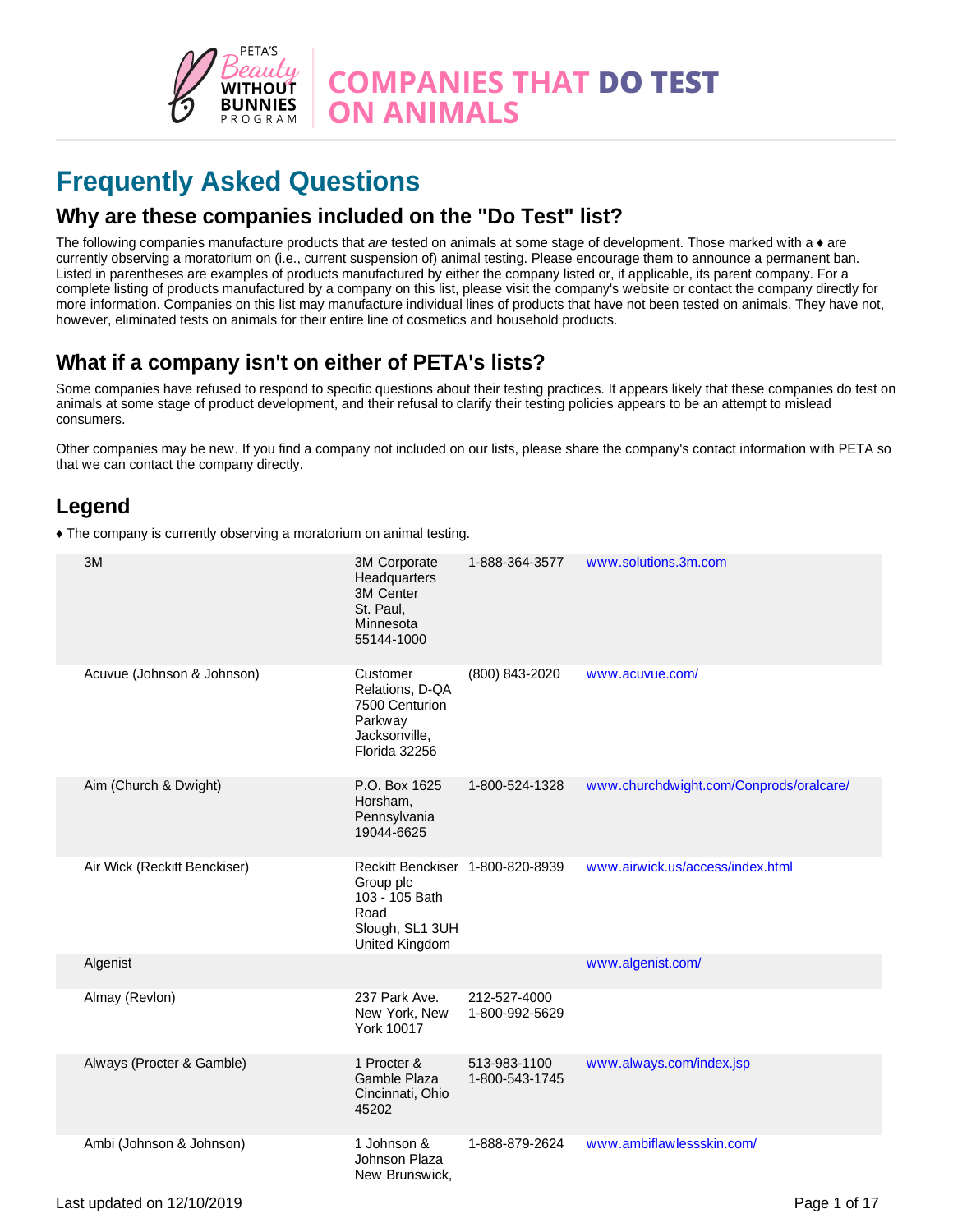# COMPANIES THAT DO TEST ON ANIMALS

PETA'S Beauty WITHOUT BUNNIES PROGRAM

## Frequently Asked Questions

### Why are these companies included on the "Do Test" list?

The following companies manufacture products that *are* tested on animals at some stage of development. Those marked with a ♦ are currently observing a moratorium on (i.e., current suspension of) animal testing. Please encourage them to announce a permanent ban. Listed in parentheses are examples of products manufactured by either the company listed or, if applicable, its parent company. For a complete listing of products manufactured by a company on this list, please visit the company's website or contact the company directly for more information. Companies on this list may manufacture individual lines of products that have not been tested on animals. They have not, however, eliminated tests on animals for their entire line of cosmetics and household products.

### What if a company isn't on either of PETA's lists?

Some companies have refused to respond to specific questions about their testing practices. It appears likely that these companies do test on animals at some stage of product development, and their refusal to clarify their testing policies appears to be an attempt to mislead consumers.

Other companies may be new. If you find a company not included on our lists, please share the company's contact information with PETA so that we can contact the company directly.

### Legend

♦ The company is currently observing a moratorium on animal testing.

| Company | Address | Phone | Website |
|---|---|---|---|
| 3M | 3M Corporate Headquarters 3M Center St. Paul, Minnesota 55144-1000 | 1-888-364-3577 | www.solutions.3m.com |
| Acuvue (Johnson & Johnson) | Customer Relations, D-QA 7500 Centurion Parkway Jacksonville, Florida 32256 | (800) 843-2020 | www.acuvue.com/ |
| Aim (Church & Dwight) | P.O. Box 1625 Horsham, Pennsylvania 19044-6625 | 1-800-524-1328 | www.churchdwight.com/Conprods/oralcare/ |
| Air Wick (Reckitt Benckiser) | Reckitt Benckiser Group plc 103 - 105 Bath Road Slough, SL1 3UH United Kingdom | 1-800-820-8939 | www.airwick.us/access/index.html |
| Algenist | | | www.algenist.com/ |
| Almay (Revlon) | 237 Park Ave. New York, New York 10017 | 212-527-4000 1-800-992-5629 | |
| Always (Procter & Gamble) | 1 Procter & Gamble Plaza Cincinnati, Ohio 45202 | 513-983-1100 1-800-543-1745 | www.always.com/index.jsp |
| Ambi (Johnson & Johnson) | 1 Johnson & Johnson Plaza New Brunswick, | 1-888-879-2624 | www.ambiflawlessskin.com/ |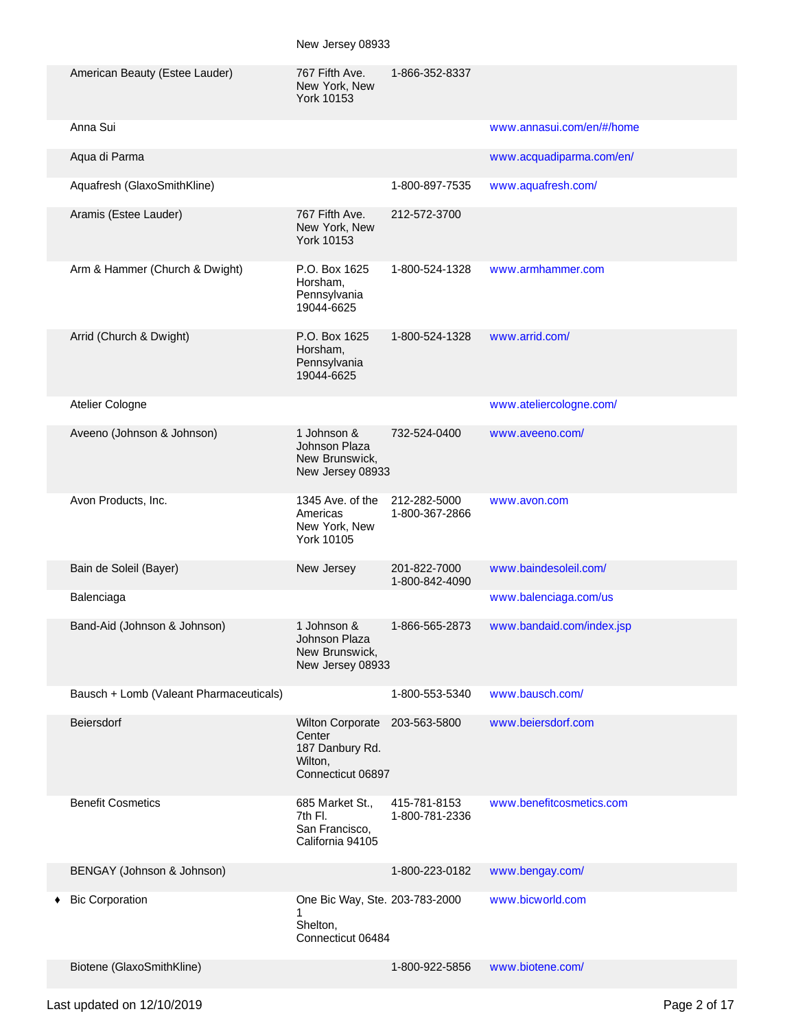| | Company | Address | Phone | Website |
|---|---|---|---|---|
| | | New Jersey 08933 | | |
| | American Beauty (Estee Lauder) | 767 Fifth Ave. New York, New York 10153 | 1-866-352-8337 | |
| | Anna Sui | | | www.annasui.com/en/#/home |
| | Aqua di Parma | | | www.acquadiparma.com/en/ |
| | Aquafresh (GlaxoSmithKline) | | 1-800-897-7535 | www.aquafresh.com/ |
| | Aramis (Estee Lauder) | 767 Fifth Ave. New York, New York 10153 | 212-572-3700 | |
| | Arm & Hammer (Church & Dwight) | P.O. Box 1625 Horsham, Pennsylvania 19044-6625 | 1-800-524-1328 | www.armhammer.com |
| | Arrid (Church & Dwight) | P.O. Box 1625 Horsham, Pennsylvania 19044-6625 | 1-800-524-1328 | www.arrid.com/ |
| | Atelier Cologne | | | www.ateliercologne.com/ |
| | Aveeno (Johnson & Johnson) | 1 Johnson & Johnson Plaza New Brunswick, New Jersey 08933 | 732-524-0400 | www.aveeno.com/ |
| | Avon Products, Inc. | 1345 Ave. of the Americas New York, New York 10105 | 212-282-5000 1-800-367-2866 | www.avon.com |
| | Bain de Soleil (Bayer) | New Jersey | 201-822-7000 1-800-842-4090 | www.baindesoleil.com/ |
| | Balenciaga | | | www.balenciaga.com/us |
| | Band-Aid (Johnson & Johnson) | 1 Johnson & Johnson Plaza New Brunswick, New Jersey 08933 | 1-866-565-2873 | www.bandaid.com/index.jsp |
| | Bausch + Lomb (Valeant Pharmaceuticals) | | 1-800-553-5340 | www.bausch.com/ |
| | Beiersdorf | Wilton Corporate Center 187 Danbury Rd. Wilton, Connecticut 06897 | 203-563-5800 | www.beiersdorf.com |
| | Benefit Cosmetics | 685 Market St., 7th Fl. San Francisco, California 94105 | 415-781-8153 1-800-781-2336 | www.benefitcosmetics.com |
| | BENGAY (Johnson & Johnson) | | 1-800-223-0182 | www.bengay.com/ |
| ♦ | Bic Corporation | One Bic Way, Ste. 1 Shelton, Connecticut 06484 | 203-783-2000 | www.bicworld.com |
| | Biotene (GlaxoSmithKline) | | 1-800-922-5856 | www.biotene.com/ |

Last updated on 12/10/2019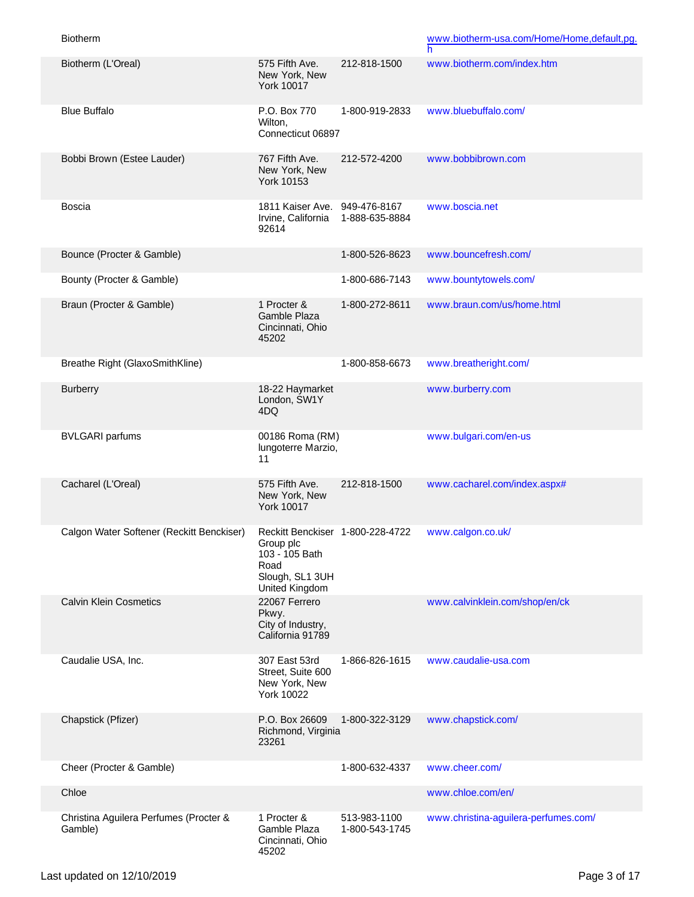| | | | |
|---|---|---|---|
| Biotherm | | | www.biotherm-usa.com/Home/Home,default,pg.h |
| Biotherm (L'Oreal) | 575 Fifth Ave. New York, New York 10017 | 212-818-1500 | www.biotherm.com/index.htm |
| Blue Buffalo | P.O. Box 770 Wilton, Connecticut 06897 | 1-800-919-2833 | www.bluebuffalo.com/ |
| Bobbi Brown (Estee Lauder) | 767 Fifth Ave. New York, New York 10153 | 212-572-4200 | www.bobbibrown.com |
| Boscia | 1811 Kaiser Ave. Irvine, California 92614 | 949-476-8167 1-888-635-8884 | www.boscia.net |
| Bounce (Procter & Gamble) | | 1-800-526-8623 | www.bouncefresh.com/ |
| Bounty (Procter & Gamble) | | 1-800-686-7143 | www.bountytowels.com/ |
| Braun (Procter & Gamble) | 1 Procter & Gamble Plaza Cincinnati, Ohio 45202 | 1-800-272-8611 | www.braun.com/us/home.html |
| Breathe Right (GlaxoSmithKline) | | 1-800-858-6673 | www.breatheright.com/ |
| Burberry | 18-22 Haymarket London, SW1Y 4DQ | | www.burberry.com |
| BVLGARI parfums | 00186 Roma (RM) lungoterre Marzio, 11 | | www.bulgari.com/en-us |
| Cacharel (L'Oreal) | 575 Fifth Ave. New York, New York 10017 | 212-818-1500 | www.cacharel.com/index.aspx# |
| Calgon Water Softener (Reckitt Benckiser) | Reckitt Benckiser Group plc 103 - 105 Bath Road Slough, SL1 3UH United Kingdom | 1-800-228-4722 | www.calgon.co.uk/ |
| Calvin Klein Cosmetics | 22067 Ferrero Pkwy. City of Industry, California 91789 | | www.calvinklein.com/shop/en/ck |
| Caudalie USA, Inc. | 307 East 53rd Street, Suite 600 New York, New York 10022 | 1-866-826-1615 | www.caudalie-usa.com |
| Chapstick (Pfizer) | P.O. Box 26609 Richmond, Virginia 23261 | 1-800-322-3129 | www.chapstick.com/ |
| Cheer (Procter & Gamble) | | 1-800-632-4337 | www.cheer.com/ |
| Chloe | | | www.chloe.com/en/ |
| Christina Aguilera Perfumes (Procter & Gamble) | 1 Procter & Gamble Plaza Cincinnati, Ohio 45202 | 513-983-1100 1-800-543-1745 | www.christina-aguilera-perfumes.com/ |

Last updated on 12/10/2019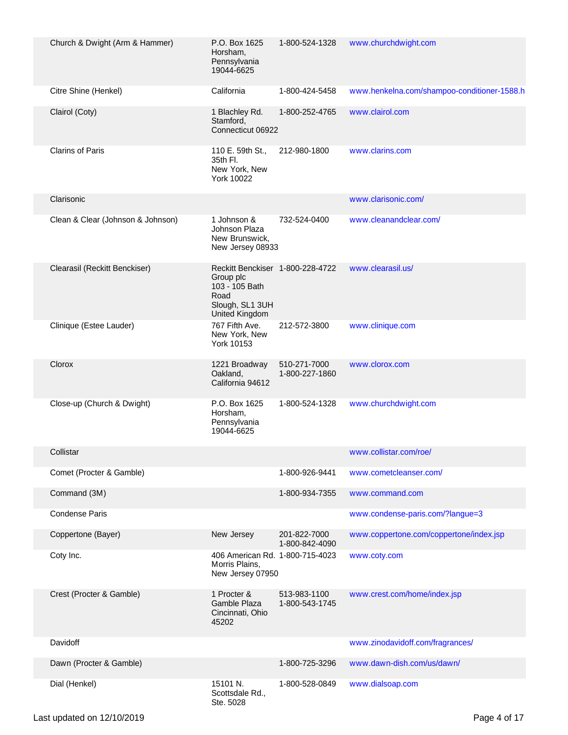| | | | |
|---|---|---|---|
| Church & Dwight (Arm & Hammer) | P.O. Box 1625 Horsham, Pennsylvania 19044-6625 | 1-800-524-1328 | www.churchdwight.com |
| Citre Shine (Henkel) | California | 1-800-424-5458 | www.henkelna.com/shampoo-conditioner-1588.h |
| Clairol (Coty) | 1 Blachley Rd. Stamford, Connecticut 06922 | 1-800-252-4765 | www.clairol.com |
| Clarins of Paris | 110 E. 59th St., 35th Fl. New York, New York 10022 | 212-980-1800 | www.clarins.com |
| Clarisonic | | | www.clarisonic.com/ |
| Clean & Clear (Johnson & Johnson) | 1 Johnson & Johnson Plaza New Brunswick, New Jersey 08933 | 732-524-0400 | www.cleanandclear.com/ |
| Clearasil (Reckitt Benckiser) | Reckitt Benckiser Group plc 103 - 105 Bath Road Slough, SL1 3UH United Kingdom | 1-800-228-4722 | www.clearasil.us/ |
| Clinique (Estee Lauder) | 767 Fifth Ave. New York, New York 10153 | 212-572-3800 | www.clinique.com |
| Clorox | 1221 Broadway Oakland, California 94612 | 510-271-7000 1-800-227-1860 | www.clorox.com |
| Close-up (Church & Dwight) | P.O. Box 1625 Horsham, Pennsylvania 19044-6625 | 1-800-524-1328 | www.churchdwight.com |
| Collistar | | | www.collistar.com/roe/ |
| Comet (Procter & Gamble) | | 1-800-926-9441 | www.cometcleanser.com/ |
| Command (3M) | | 1-800-934-7355 | www.command.com |
| Condense Paris | | | www.condense-paris.com/?langue=3 |
| Coppertone (Bayer) | New Jersey | 201-822-7000 1-800-842-4090 | www.coppertone.com/coppertone/index.jsp |
| Coty Inc. | 406 American Rd. Morris Plains, New Jersey 07950 | 1-800-715-4023 | www.coty.com |
| Crest (Procter & Gamble) | 1 Procter & Gamble Plaza Cincinnati, Ohio 45202 | 513-983-1100 1-800-543-1745 | www.crest.com/home/index.jsp |
| Davidoff | | | www.zinodavidoff.com/fragrances/ |
| Dawn (Procter & Gamble) | | 1-800-725-3296 | www.dawn-dish.com/us/dawn/ |
| Dial (Henkel) | 15101 N. Scottsdale Rd., Ste. 5028 | 1-800-528-0849 | www.dialsoap.com |

Last updated on 12/10/2019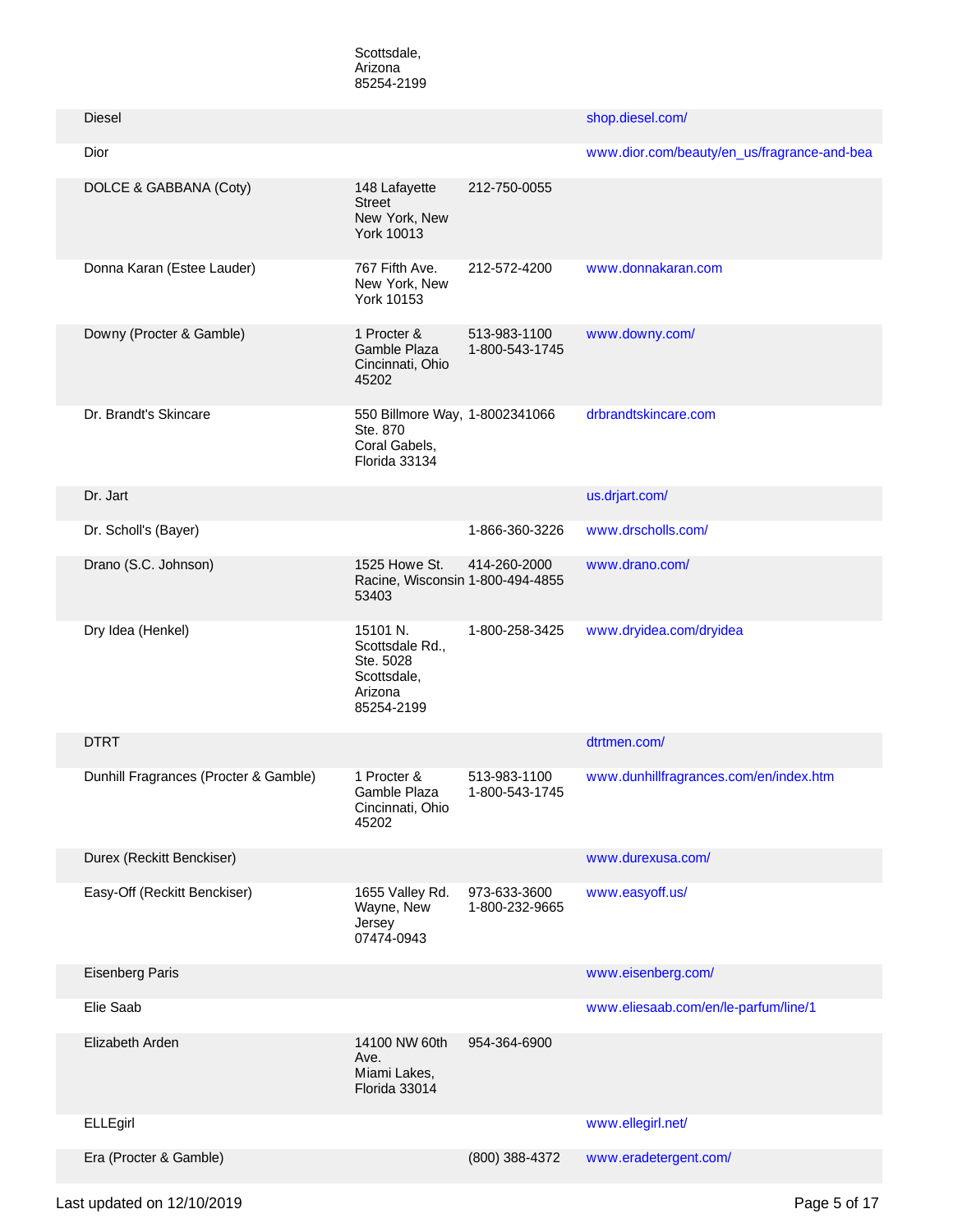| | Scottsdale, Arizona 85254-2199 | | |
|---|---|---|---|
| Diesel | | | shop.diesel.com/ |
| Dior | | | www.dior.com/beauty/en_us/fragrance-and-bea |
| DOLCE & GABBANA (Coty) | 148 Lafayette Street New York, New York 10013 | 212-750-0055 | |
| Donna Karan (Estee Lauder) | 767 Fifth Ave. New York, New York 10153 | 212-572-4200 | www.donnakaran.com |
| Downy (Procter & Gamble) | 1 Procter & Gamble Plaza Cincinnati, Ohio 45202 | 513-983-1100 1-800-543-1745 | www.downy.com/ |
| Dr. Brandt's Skincare | 550 Billmore Way, Ste. 870 Coral Gabels, Florida 33134 | 1-8002341066 | drbrandtskincare.com |
| Dr. Jart | | | us.drjart.com/ |
| Dr. Scholl's (Bayer) | | 1-866-360-3226 | www.drscholls.com/ |
| Drano (S.C. Johnson) | 1525 Howe St. Racine, Wisconsin 53403 | 414-260-2000 1-800-494-4855 | www.drano.com/ |
| Dry Idea (Henkel) | 15101 N. Scottsdale Rd., Ste. 5028 Scottsdale, Arizona 85254-2199 | 1-800-258-3425 | www.dryidea.com/dryidea |
| DTRT | | | dtrtmen.com/ |
| Dunhill Fragrances (Procter & Gamble) | 1 Procter & Gamble Plaza Cincinnati, Ohio 45202 | 513-983-1100 1-800-543-1745 | www.dunhillfragrances.com/en/index.htm |
| Durex (Reckitt Benckiser) | | | www.durexusa.com/ |
| Easy-Off (Reckitt Benckiser) | 1655 Valley Rd. Wayne, New Jersey 07474-0943 | 973-633-3600 1-800-232-9665 | www.easyoff.us/ |
| Eisenberg Paris | | | www.eisenberg.com/ |
| Elie Saab | | | www.eliesaab.com/en/le-parfum/line/1 |
| Elizabeth Arden | 14100 NW 60th Ave. Miami Lakes, Florida 33014 | 954-364-6900 | |
| ELLEgirl | | | www.ellegirl.net/ |
| Era (Procter & Gamble) | | (800) 388-4372 | www.eradetergent.com/ |

Last updated on 12/10/2019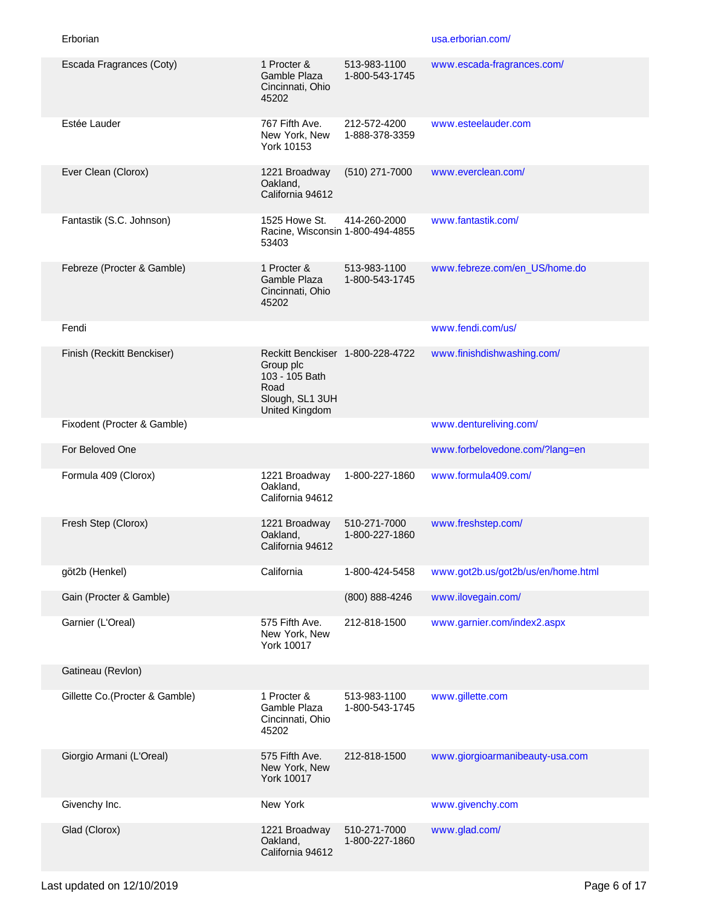| | | | |
|---|---|---|---|
| Erborian | | | usa.erborian.com/ |
| Escada Fragrances (Coty) | 1 Procter & Gamble Plaza Cincinnati, Ohio 45202 | 513-983-1100 1-800-543-1745 | www.escada-fragrances.com/ |
| Estée Lauder | 767 Fifth Ave. New York, New York 10153 | 212-572-4200 1-888-378-3359 | www.esteelauder.com |
| Ever Clean (Clorox) | 1221 Broadway Oakland, California 94612 | (510) 271-7000 | www.everclean.com/ |
| Fantastik (S.C. Johnson) | 1525 Howe St. Racine, Wisconsin 53403 | 414-260-2000 1-800-494-4855 | www.fantastik.com/ |
| Febreze (Procter & Gamble) | 1 Procter & Gamble Plaza Cincinnati, Ohio 45202 | 513-983-1100 1-800-543-1745 | www.febreze.com/en_US/home.do |
| Fendi | | | www.fendi.com/us/ |
| Finish (Reckitt Benckiser) | Reckitt Benckiser Group plc 103 - 105 Bath Road Slough, SL1 3UH United Kingdom | 1-800-228-4722 | www.finishdishwashing.com/ |
| Fixodent (Procter & Gamble) | | | www.dentureliving.com/ |
| For Beloved One | | | www.forbelovedone.com/?lang=en |
| Formula 409 (Clorox) | 1221 Broadway Oakland, California 94612 | 1-800-227-1860 | www.formula409.com/ |
| Fresh Step (Clorox) | 1221 Broadway Oakland, California 94612 | 510-271-7000 1-800-227-1860 | www.freshstep.com/ |
| göt2b (Henkel) | California | 1-800-424-5458 | www.got2b.us/got2b/us/en/home.html |
| Gain (Procter & Gamble) | | (800) 888-4246 | www.ilovegain.com/ |
| Garnier (L'Oreal) | 575 Fifth Ave. New York, New York 10017 | 212-818-1500 | www.garnier.com/index2.aspx |
| Gatineau (Revlon) | | | |
| Gillette Co.(Procter & Gamble) | 1 Procter & Gamble Plaza Cincinnati, Ohio 45202 | 513-983-1100 1-800-543-1745 | www.gillette.com |
| Giorgio Armani (L'Oreal) | 575 Fifth Ave. New York, New York 10017 | 212-818-1500 | www.giorgioarmanibeauty-usa.com |
| Givenchy Inc. | New York | | www.givenchy.com |
| Glad (Clorox) | 1221 Broadway Oakland, California 94612 | 510-271-7000 1-800-227-1860 | www.glad.com/ |

Last updated on 12/10/2019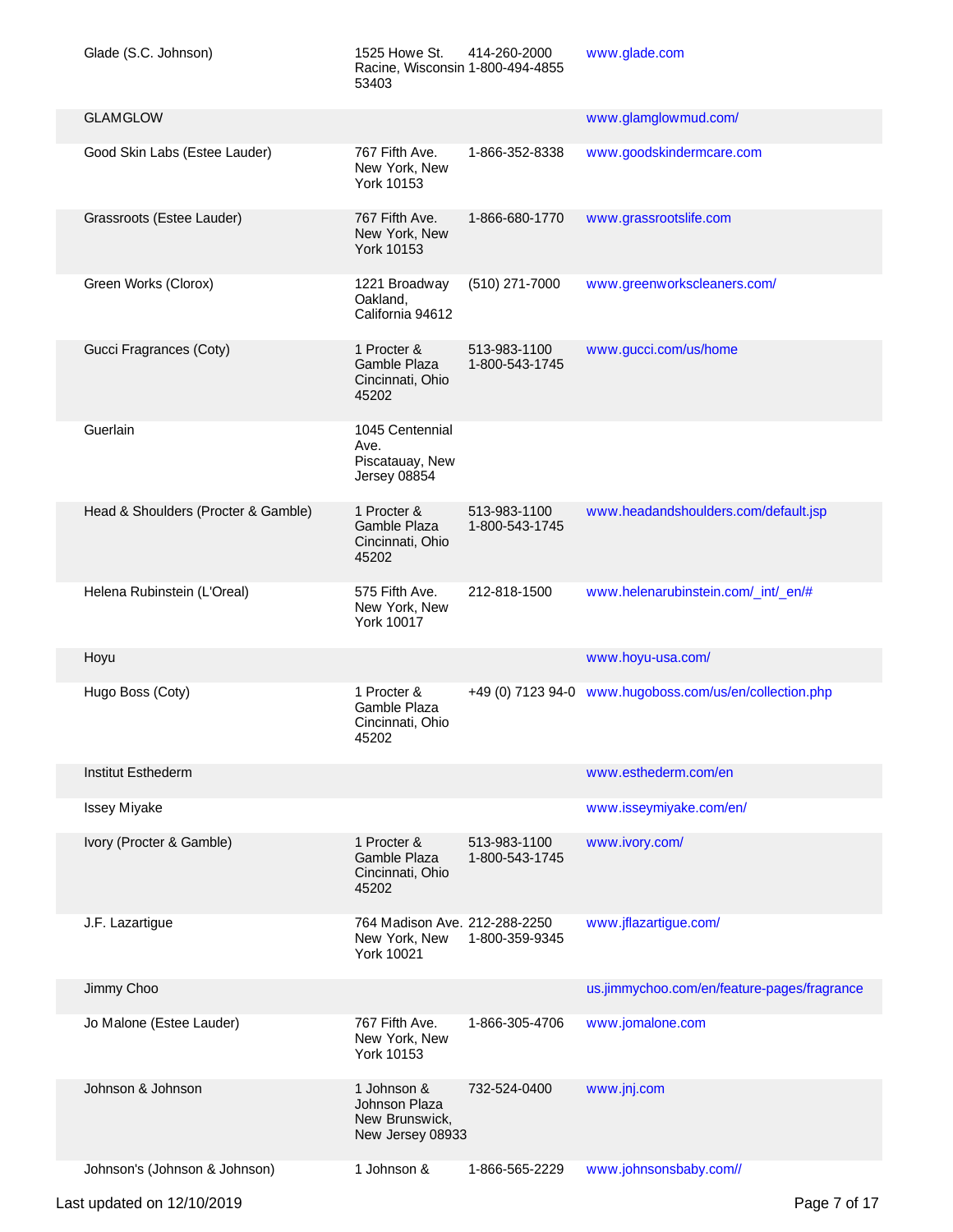| | | | |
|---|---|---|---|
| Glade (S.C. Johnson) | 1525 Howe St. Racine, Wisconsin 53403 | 414-260-2000 1-800-494-4855 | www.glade.com |
| GLAMGLOW | | | www.glamglowmud.com/ |
| Good Skin Labs (Estee Lauder) | 767 Fifth Ave. New York, New York 10153 | 1-866-352-8338 | www.goodskindermcare.com |
| Grassroots (Estee Lauder) | 767 Fifth Ave. New York, New York 10153 | 1-866-680-1770 | www.grassrootslife.com |
| Green Works (Clorox) | 1221 Broadway Oakland, California 94612 | (510) 271-7000 | www.greenworkscleaners.com/ |
| Gucci Fragrances (Coty) | 1 Procter & Gamble Plaza Cincinnati, Ohio 45202 | 513-983-1100 1-800-543-1745 | www.gucci.com/us/home |
| Guerlain | 1045 Centennial Ave. Piscatauay, New Jersey 08854 | | |
| Head & Shoulders (Procter & Gamble) | 1 Procter & Gamble Plaza Cincinnati, Ohio 45202 | 513-983-1100 1-800-543-1745 | www.headandshoulders.com/default.jsp |
| Helena Rubinstein (L'Oreal) | 575 Fifth Ave. New York, New York 10017 | 212-818-1500 | www.helenarubinstein.com/_int/_en/# |
| Hoyu | | | www.hoyu-usa.com/ |
| Hugo Boss (Coty) | 1 Procter & Gamble Plaza Cincinnati, Ohio 45202 | +49 (0) 7123 94-0 | www.hugoboss.com/us/en/collection.php |
| Institut Esthederm | | | www.esthederm.com/en |
| Issey Miyake | | | www.isseymiyake.com/en/ |
| Ivory (Procter & Gamble) | 1 Procter & Gamble Plaza Cincinnati, Ohio 45202 | 513-983-1100 1-800-543-1745 | www.ivory.com/ |
| J.F. Lazartigue | 764 Madison Ave. New York, New York 10021 | 212-288-2250 1-800-359-9345 | www.jflazartigue.com/ |
| Jimmy Choo | | | us.jimmychoo.com/en/feature-pages/fragrance |
| Jo Malone (Estee Lauder) | 767 Fifth Ave. New York, New York 10153 | 1-866-305-4706 | www.jomalone.com |
| Johnson & Johnson | 1 Johnson & Johnson Plaza New Brunswick, New Jersey 08933 | 732-524-0400 | www.jnj.com |
| Johnson's (Johnson & Johnson) | 1 Johnson & | 1-866-565-2229 | www.johnsonsbaby.com// |

Last updated on 12/10/2019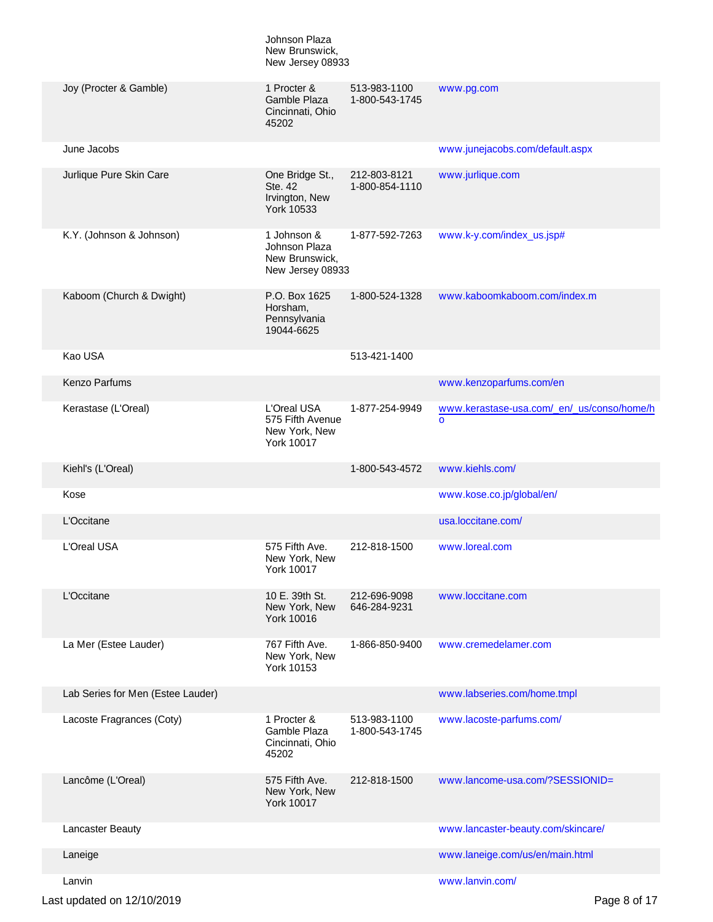| | Johnson Plaza New Brunswick, New Jersey 08933 | | |
|---|---|---|---|
| Joy (Procter & Gamble) | 1 Procter & Gamble Plaza Cincinnati, Ohio 45202 | 513-983-1100 1-800-543-1745 | www.pg.com |
| June Jacobs | | | www.junejacobs.com/default.aspx |
| Jurlique Pure Skin Care | One Bridge St., Ste. 42 Irvington, New York 10533 | 212-803-8121 1-800-854-1110 | www.jurlique.com |
| K.Y. (Johnson & Johnson) | 1 Johnson & Johnson Plaza New Brunswick, New Jersey 08933 | 1-877-592-7263 | www.k-y.com/index_us.jsp# |
| Kaboom (Church & Dwight) | P.O. Box 1625 Horsham, Pennsylvania 19044-6625 | 1-800-524-1328 | www.kaboomkaboom.com/index.m |
| Kao USA | | 513-421-1400 | |
| Kenzo Parfums | | | www.kenzoparfums.com/en |
| Kerastase (L'Oreal) | L'Oreal USA 575 Fifth Avenue New York, New York 10017 | 1-877-254-9949 | www.kerastase-usa.com/_en/_us/conso/home/ho |
| Kiehl's (L'Oreal) | | 1-800-543-4572 | www.kiehls.com/ |
| Kose | | | www.kose.co.jp/global/en/ |
| L'Occitane | | | usa.loccitane.com/ |
| L'Oreal USA | 575 Fifth Ave. New York, New York 10017 | 212-818-1500 | www.loreal.com |
| L'Occitane | 10 E. 39th St. New York, New York 10016 | 212-696-9098 646-284-9231 | www.loccitane.com |
| La Mer (Estee Lauder) | 767 Fifth Ave. New York, New York 10153 | 1-866-850-9400 | www.cremedelamer.com |
| Lab Series for Men (Estee Lauder) | | | www.labseries.com/home.tmpl |
| Lacoste Fragrances (Coty) | 1 Procter & Gamble Plaza Cincinnati, Ohio 45202 | 513-983-1100 1-800-543-1745 | www.lacoste-parfums.com/ |
| Lancôme (L'Oreal) | 575 Fifth Ave. New York, New York 10017 | 212-818-1500 | www.lancome-usa.com/?SESSIONID= |
| Lancaster Beauty | | | www.lancaster-beauty.com/skincare/ |
| Laneige | | | www.laneige.com/us/en/main.html |
| Lanvin | | | www.lanvin.com/ |

Last updated on 12/10/2019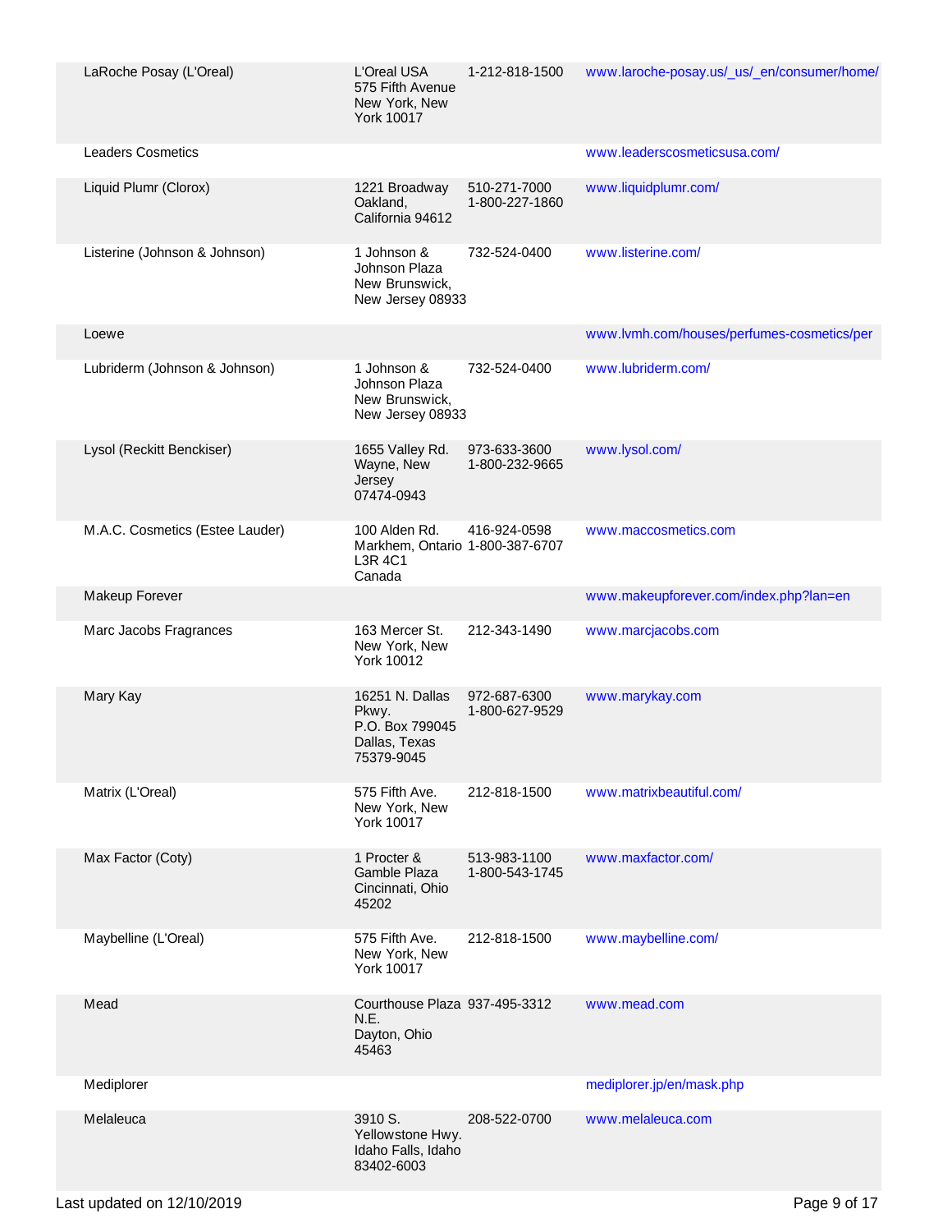| | | | |
|---|---|---|---|
| LaRoche Posay (L'Oreal) | L'Oreal USA 575 Fifth Avenue New York, New York 10017 | 1-212-818-1500 | www.laroche-posay.us/_us/_en/consumer/home/ |
| Leaders Cosmetics | | | www.leaderscosmeticsusa.com/ |
| Liquid Plumr (Clorox) | 1221 Broadway Oakland, California 94612 | 510-271-7000 1-800-227-1860 | www.liquidplumr.com/ |
| Listerine (Johnson & Johnson) | 1 Johnson & Johnson Plaza New Brunswick, New Jersey 08933 | 732-524-0400 | www.listerine.com/ |
| Loewe | | | www.lvmh.com/houses/perfumes-cosmetics/per |
| Lubriderm (Johnson & Johnson) | 1 Johnson & Johnson Plaza New Brunswick, New Jersey 08933 | 732-524-0400 | www.lubriderm.com/ |
| Lysol (Reckitt Benckiser) | 1655 Valley Rd. Wayne, New Jersey 07474-0943 | 973-633-3600 1-800-232-9665 | www.lysol.com/ |
| M.A.C. Cosmetics (Estee Lauder) | 100 Alden Rd. Markhem, Ontario L3R 4C1 Canada | 416-924-0598 1-800-387-6707 | www.maccosmetics.com |
| Makeup Forever | | | www.makeupforever.com/index.php?lan=en |
| Marc Jacobs Fragrances | 163 Mercer St. New York, New York 10012 | 212-343-1490 | www.marcjacobs.com |
| Mary Kay | 16251 N. Dallas Pkwy. P.O. Box 799045 Dallas, Texas 75379-9045 | 972-687-6300 1-800-627-9529 | www.marykay.com |
| Matrix (L'Oreal) | 575 Fifth Ave. New York, New York 10017 | 212-818-1500 | www.matrixbeautiful.com/ |
| Max Factor (Coty) | 1 Procter & Gamble Plaza Cincinnati, Ohio 45202 | 513-983-1100 1-800-543-1745 | www.maxfactor.com/ |
| Maybelline (L'Oreal) | 575 Fifth Ave. New York, New York 10017 | 212-818-1500 | www.maybelline.com/ |
| Mead | Courthouse Plaza N.E. Dayton, Ohio 45463 | 937-495-3312 | www.mead.com |
| Mediplorer | | | mediplorer.jp/en/mask.php |
| Melaleuca | 3910 S. Yellowstone Hwy. Idaho Falls, Idaho 83402-6003 | 208-522-0700 | www.melaleuca.com |

Last updated on 12/10/2019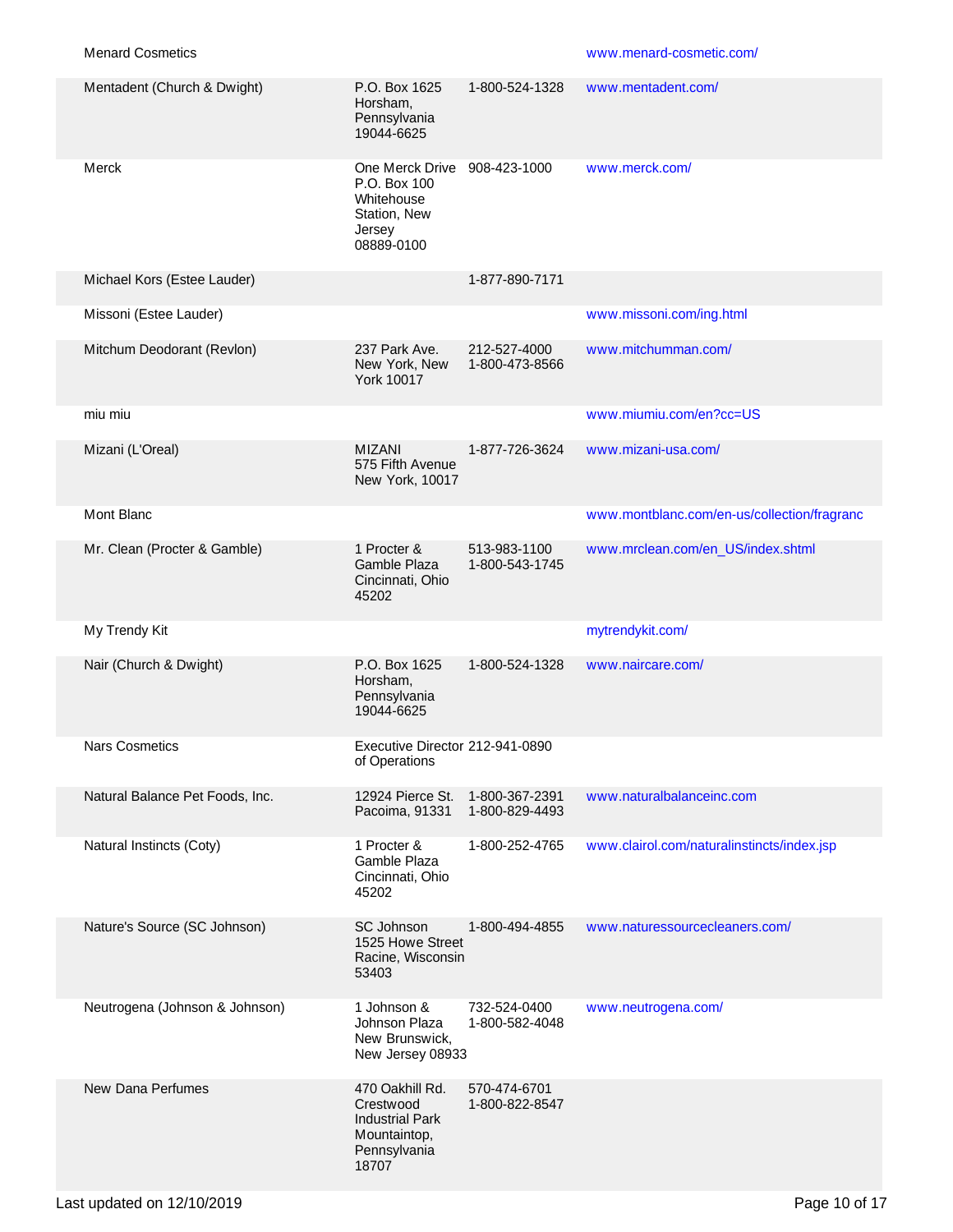| | | | |
|---|---|---|---|
| Menard Cosmetics | | | www.menard-cosmetic.com/ |
| Mentadent (Church & Dwight) | P.O. Box 1625 Horsham, Pennsylvania 19044-6625 | 1-800-524-1328 | www.mentadent.com/ |
| Merck | One Merck Drive P.O. Box 100 Whitehouse Station, New Jersey 08889-0100 | 908-423-1000 | www.merck.com/ |
| Michael Kors (Estee Lauder) | | 1-877-890-7171 | |
| Missoni (Estee Lauder) | | | www.missoni.com/ing.html |
| Mitchum Deodorant (Revlon) | 237 Park Ave. New York, New York 10017 | 212-527-4000 1-800-473-8566 | www.mitchumman.com/ |
| miu miu | | | www.miumiu.com/en?cc=US |
| Mizani (L'Oreal) | MIZANI 575 Fifth Avenue New York, 10017 | 1-877-726-3624 | www.mizani-usa.com/ |
| Mont Blanc | | | www.montblanc.com/en-us/collection/fragranc |
| Mr. Clean (Procter & Gamble) | 1 Procter & Gamble Plaza Cincinnati, Ohio 45202 | 513-983-1100 1-800-543-1745 | www.mrclean.com/en_US/index.shtml |
| My Trendy Kit | | | mytrendykit.com/ |
| Nair (Church & Dwight) | P.O. Box 1625 Horsham, Pennsylvania 19044-6625 | 1-800-524-1328 | www.naircare.com/ |
| Nars Cosmetics | Executive Director of Operations | 212-941-0890 | |
| Natural Balance Pet Foods, Inc. | 12924 Pierce St. Pacoima, 91331 | 1-800-367-2391 1-800-829-4493 | www.naturalbalanceinc.com |
| Natural Instincts (Coty) | 1 Procter & Gamble Plaza Cincinnati, Ohio 45202 | 1-800-252-4765 | www.clairol.com/naturalinstincts/index.jsp |
| Nature's Source (SC Johnson) | SC Johnson 1525 Howe Street Racine, Wisconsin 53403 | 1-800-494-4855 | www.naturessourcecleaners.com/ |
| Neutrogena (Johnson & Johnson) | 1 Johnson & Johnson Plaza New Brunswick, New Jersey 08933 | 732-524-0400 1-800-582-4048 | www.neutrogena.com/ |
| New Dana Perfumes | 470 Oakhill Rd. Crestwood Industrial Park Mountaintop, Pennsylvania 18707 | 570-474-6701 1-800-822-8547 | |

Last updated on 12/10/2019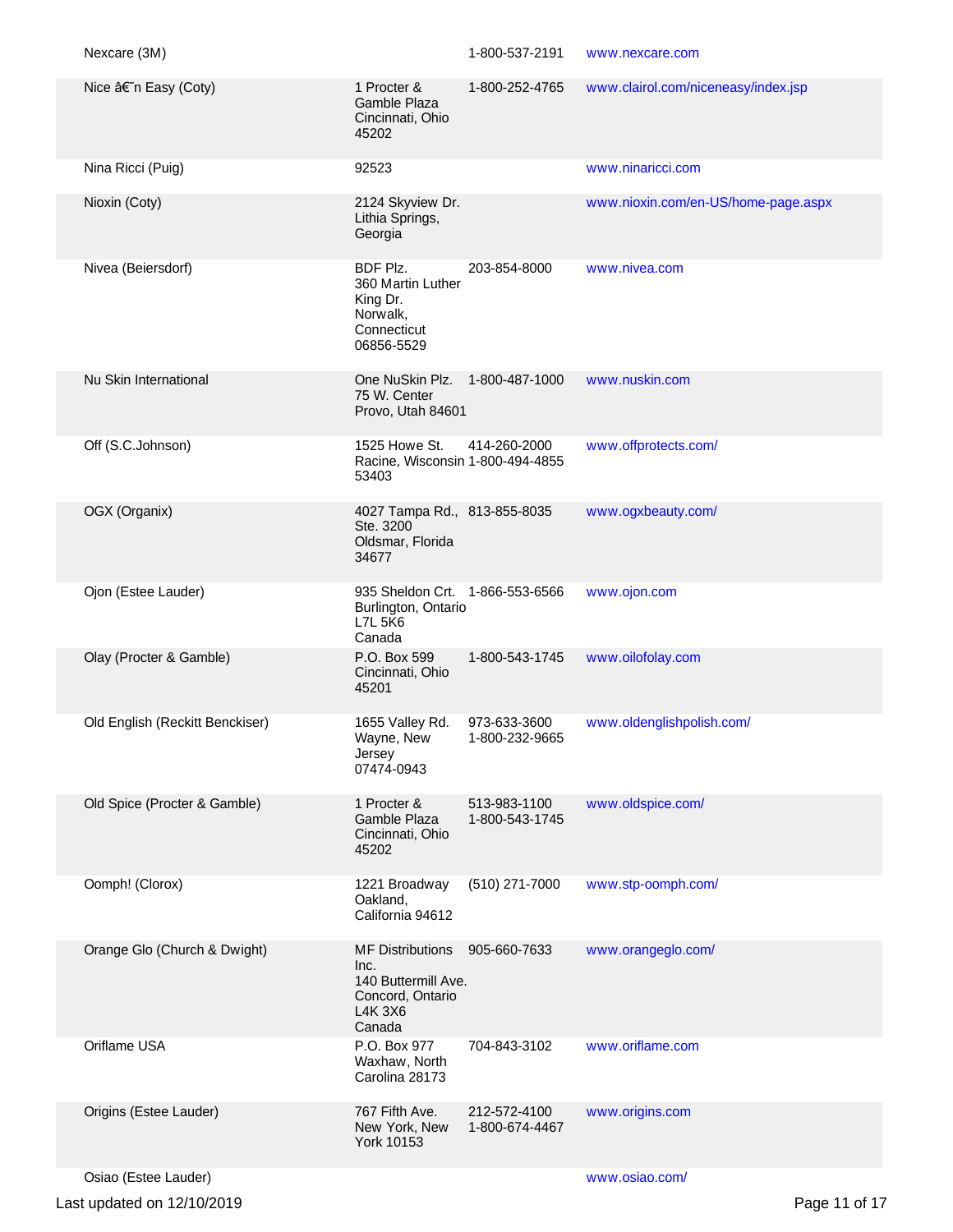| | | | |
|---|---|---|---|
| Nexcare (3M) | | 1-800-537-2191 | www.nexcare.com |
| Nice â€˜n Easy (Coty) | 1 Procter & Gamble Plaza Cincinnati, Ohio 45202 | 1-800-252-4765 | www.clairol.com/niceneasy/index.jsp |
| Nina Ricci (Puig) | 92523 | | www.ninaricci.com |
| Nioxin (Coty) | 2124 Skyview Dr. Lithia Springs, Georgia | | www.nioxin.com/en-US/home-page.aspx |
| Nivea (Beiersdorf) | BDF Plz. 360 Martin Luther King Dr. Norwalk, Connecticut 06856-5529 | 203-854-8000 | www.nivea.com |
| Nu Skin International | One NuSkin Plz. 75 W. Center Provo, Utah 84601 | 1-800-487-1000 | www.nuskin.com |
| Off (S.C.Johnson) | 1525 Howe St. Racine, Wisconsin 53403 | 414-260-2000 1-800-494-4855 | www.offprotects.com/ |
| OGX (Organix) | 4027 Tampa Rd., Ste. 3200 Oldsmar, Florida 34677 | 813-855-8035 | www.ogxbeauty.com/ |
| Ojon (Estee Lauder) | 935 Sheldon Crt. Burlington, Ontario L7L 5K6 Canada | 1-866-553-6566 | www.ojon.com |
| Olay (Procter & Gamble) | P.O. Box 599 Cincinnati, Ohio 45201 | 1-800-543-1745 | www.oilofolay.com |
| Old English (Reckitt Benckiser) | 1655 Valley Rd. Wayne, New Jersey 07474-0943 | 973-633-3600 1-800-232-9665 | www.oldenglishpolish.com/ |
| Old Spice (Procter & Gamble) | 1 Procter & Gamble Plaza Cincinnati, Ohio 45202 | 513-983-1100 1-800-543-1745 | www.oldspice.com/ |
| Oomph! (Clorox) | 1221 Broadway Oakland, California 94612 | (510) 271-7000 | www.stp-oomph.com/ |
| Orange Glo (Church & Dwight) | MF Distributions Inc. 140 Buttermill Ave. Concord, Ontario L4K 3X6 Canada | 905-660-7633 | www.orangeglo.com/ |
| Oriflame USA | P.O. Box 977 Waxhaw, North Carolina 28173 | 704-843-3102 | www.oriflame.com |
| Origins (Estee Lauder) | 767 Fifth Ave. New York, New York 10153 | 212-572-4100 1-800-674-4467 | www.origins.com |
| Osiao (Estee Lauder) | | | www.osiao.com/ |

Last updated on 12/10/2019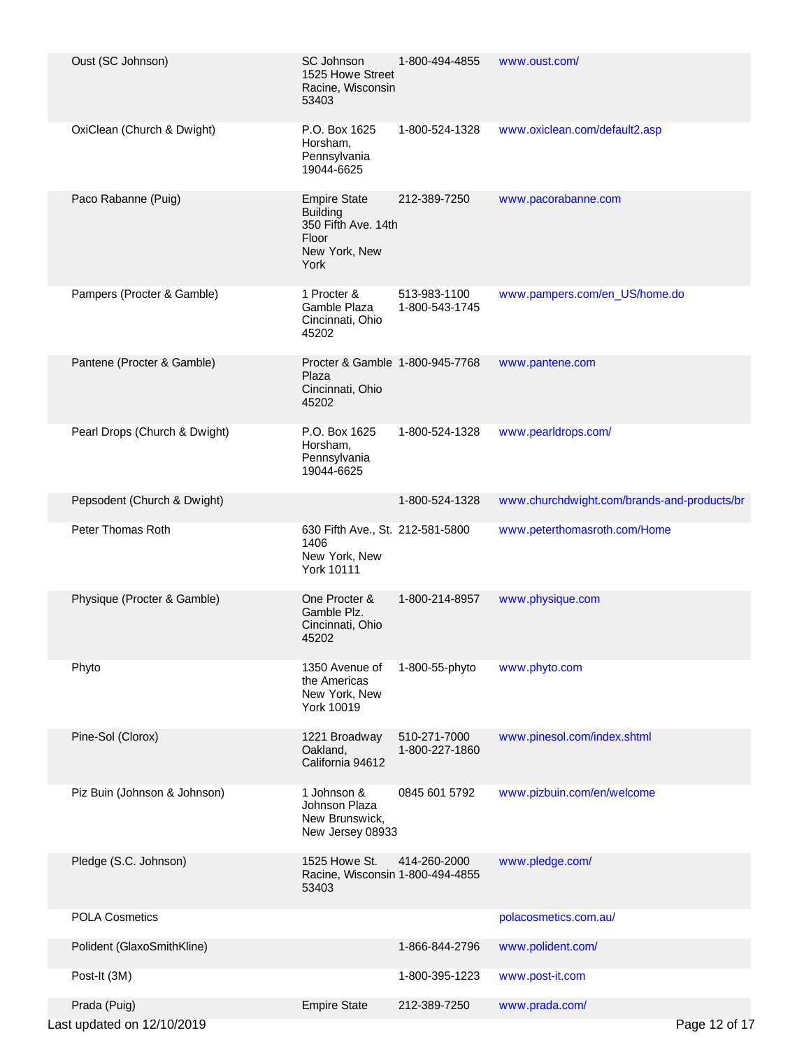| | | | |
|---|---|---|---|
| Oust (SC Johnson) | SC Johnson 1525 Howe Street Racine, Wisconsin 53403 | 1-800-494-4855 | www.oust.com/ |
| OxiClean (Church & Dwight) | P.O. Box 1625 Horsham, Pennsylvania 19044-6625 | 1-800-524-1328 | www.oxiclean.com/default2.asp |
| Paco Rabanne (Puig) | Empire State Building 350 Fifth Ave. 14th Floor New York, New York | 212-389-7250 | www.pacorabanne.com |
| Pampers (Procter & Gamble) | 1 Procter & Gamble Plaza Cincinnati, Ohio 45202 | 513-983-1100 1-800-543-1745 | www.pampers.com/en_US/home.do |
| Pantene (Procter & Gamble) | Procter & Gamble Plaza Cincinnati, Ohio 45202 | 1-800-945-7768 | www.pantene.com |
| Pearl Drops (Church & Dwight) | P.O. Box 1625 Horsham, Pennsylvania 19044-6625 | 1-800-524-1328 | www.pearldrops.com/ |
| Pepsodent (Church & Dwight) | | 1-800-524-1328 | www.churchdwight.com/brands-and-products/br |
| Peter Thomas Roth | 630 Fifth Ave., St. 1406 New York, New York 10111 | 212-581-5800 | www.peterthomasroth.com/Home |
| Physique (Procter & Gamble) | One Procter & Gamble Plz. Cincinnati, Ohio 45202 | 1-800-214-8957 | www.physique.com |
| Phyto | 1350 Avenue of the Americas New York, New York 10019 | 1-800-55-phyto | www.phyto.com |
| Pine-Sol (Clorox) | 1221 Broadway Oakland, California 94612 | 510-271-7000 1-800-227-1860 | www.pinesol.com/index.shtml |
| Piz Buin (Johnson & Johnson) | 1 Johnson & Johnson Plaza New Brunswick, New Jersey 08933 | 0845 601 5792 | www.pizbuin.com/en/welcome |
| Pledge (S.C. Johnson) | 1525 Howe St. Racine, Wisconsin 53403 | 414-260-2000 1-800-494-4855 | www.pledge.com/ |
| POLA Cosmetics | | | polacosmetics.com.au/ |
| Polident (GlaxoSmithKline) | | 1-866-844-2796 | www.polident.com/ |
| Post-It (3M) | | 1-800-395-1223 | www.post-it.com |
| Prada (Puig) | Empire State | 212-389-7250 | www.prada.com/ |

Last updated on 12/10/2019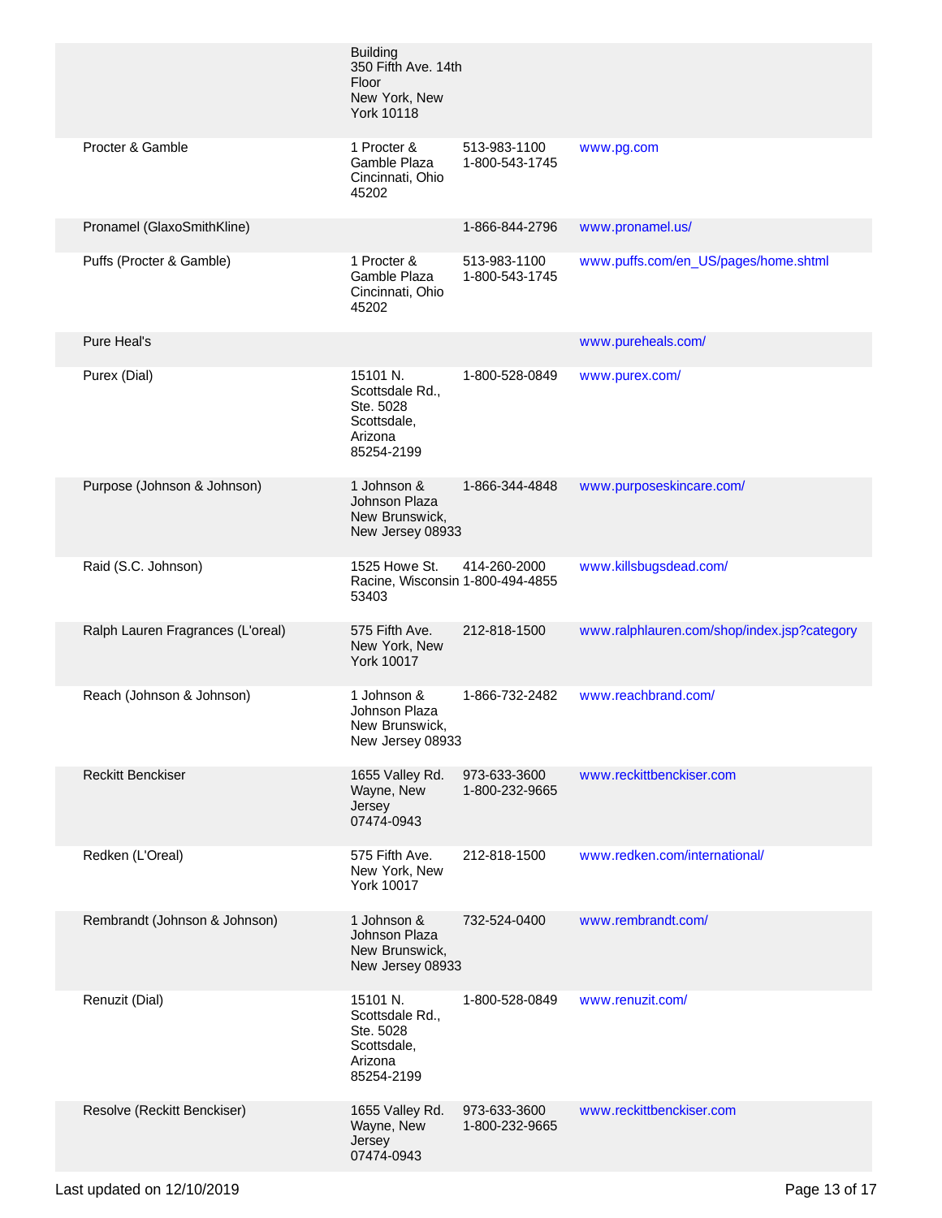| | | | |
|---|---|---|---|
| | Building 350 Fifth Ave. 14th Floor New York, New York 10118 | | |
| Procter & Gamble | 1 Procter & Gamble Plaza Cincinnati, Ohio 45202 | 513-983-1100 1-800-543-1745 | www.pg.com |
| Pronamel (GlaxoSmithKline) | | 1-866-844-2796 | www.pronamel.us/ |
| Puffs (Procter & Gamble) | 1 Procter & Gamble Plaza Cincinnati, Ohio 45202 | 513-983-1100 1-800-543-1745 | www.puffs.com/en_US/pages/home.shtml |
| Pure Heal's | | | www.pureheals.com/ |
| Purex (Dial) | 15101 N. Scottsdale Rd., Ste. 5028 Scottsdale, Arizona 85254-2199 | 1-800-528-0849 | www.purex.com/ |
| Purpose (Johnson & Johnson) | 1 Johnson & Johnson Plaza New Brunswick, New Jersey 08933 | 1-866-344-4848 | www.purposeskincare.com/ |
| Raid (S.C. Johnson) | 1525 Howe St. Racine, Wisconsin 53403 | 414-260-2000 1-800-494-4855 | www.killsbugsdead.com/ |
| Ralph Lauren Fragrances (L'oreal) | 575 Fifth Ave. New York, New York 10017 | 212-818-1500 | www.ralphlauren.com/shop/index.jsp?category |
| Reach (Johnson & Johnson) | 1 Johnson & Johnson Plaza New Brunswick, New Jersey 08933 | 1-866-732-2482 | www.reachbrand.com/ |
| Reckitt Benckiser | 1655 Valley Rd. Wayne, New Jersey 07474-0943 | 973-633-3600 1-800-232-9665 | www.reckittbenckiser.com |
| Redken (L'Oreal) | 575 Fifth Ave. New York, New York 10017 | 212-818-1500 | www.redken.com/international/ |
| Rembrandt (Johnson & Johnson) | 1 Johnson & Johnson Plaza New Brunswick, New Jersey 08933 | 732-524-0400 | www.rembrandt.com/ |
| Renuzit (Dial) | 15101 N. Scottsdale Rd., Ste. 5028 Scottsdale, Arizona 85254-2199 | 1-800-528-0849 | www.renuzit.com/ |
| Resolve (Reckitt Benckiser) | 1655 Valley Rd. Wayne, New Jersey 07474-0943 | 973-633-3600 1-800-232-9665 | www.reckittbenckiser.com |

Last updated on 12/10/2019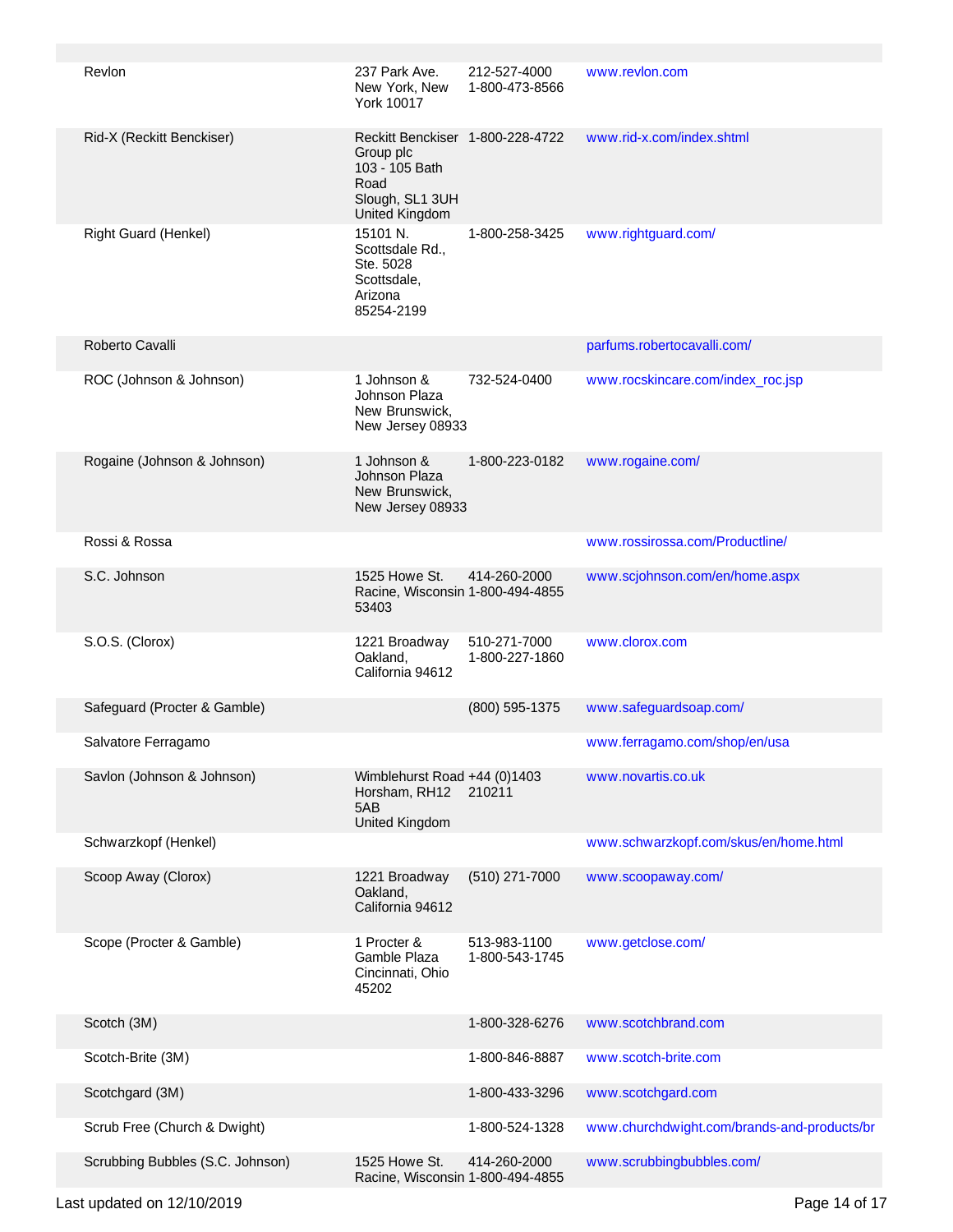| | | | |
|---|---|---|---|
| Revlon | 237 Park Ave. New York, New York 10017 | 212-527-4000 1-800-473-8566 | www.revlon.com |
| Rid-X (Reckitt Benckiser) | Reckitt Benckiser Group plc 103 - 105 Bath Road Slough, SL1 3UH United Kingdom | 1-800-228-4722 | www.rid-x.com/index.shtml |
| Right Guard (Henkel) | 15101 N. Scottsdale Rd., Ste. 5028 Scottsdale, Arizona 85254-2199 | 1-800-258-3425 | www.rightguard.com/ |
| Roberto Cavalli | | | parfums.robertocavalli.com/ |
| ROC (Johnson & Johnson) | 1 Johnson & Johnson Plaza New Brunswick, New Jersey 08933 | 732-524-0400 | www.rocskincare.com/index_roc.jsp |
| Rogaine (Johnson & Johnson) | 1 Johnson & Johnson Plaza New Brunswick, New Jersey 08933 | 1-800-223-0182 | www.rogaine.com/ |
| Rossi & Rossa | | | www.rossirossa.com/Productline/ |
| S.C. Johnson | 1525 Howe St. Racine, Wisconsin 53403 | 414-260-2000 1-800-494-4855 | www.scjohnson.com/en/home.aspx |
| S.O.S. (Clorox) | 1221 Broadway Oakland, California 94612 | 510-271-7000 1-800-227-1860 | www.clorox.com |
| Safeguard (Procter & Gamble) | | (800) 595-1375 | www.safeguardsoap.com/ |
| Salvatore Ferragamo | | | www.ferragamo.com/shop/en/usa |
| Savlon (Johnson & Johnson) | Wimblehurst Road Horsham, RH12 5AB United Kingdom | +44 (0)1403 210211 | www.novartis.co.uk |
| Schwarzkopf (Henkel) | | | www.schwarzkopf.com/skus/en/home.html |
| Scoop Away (Clorox) | 1221 Broadway Oakland, California 94612 | (510) 271-7000 | www.scoopaway.com/ |
| Scope (Procter & Gamble) | 1 Procter & Gamble Plaza Cincinnati, Ohio 45202 | 513-983-1100 1-800-543-1745 | www.getclose.com/ |
| Scotch (3M) | | 1-800-328-6276 | www.scotchbrand.com |
| Scotch-Brite (3M) | | 1-800-846-8887 | www.scotch-brite.com |
| Scotchgard (3M) | | 1-800-433-3296 | www.scotchgard.com |
| Scrub Free (Church & Dwight) | | 1-800-524-1328 | www.churchdwight.com/brands-and-products/br |
| Scrubbing Bubbles (S.C. Johnson) | 1525 Howe St. Racine, Wisconsin | 414-260-2000 1-800-494-4855 | www.scrubbingbubbles.com/ |

Last updated on 12/10/2019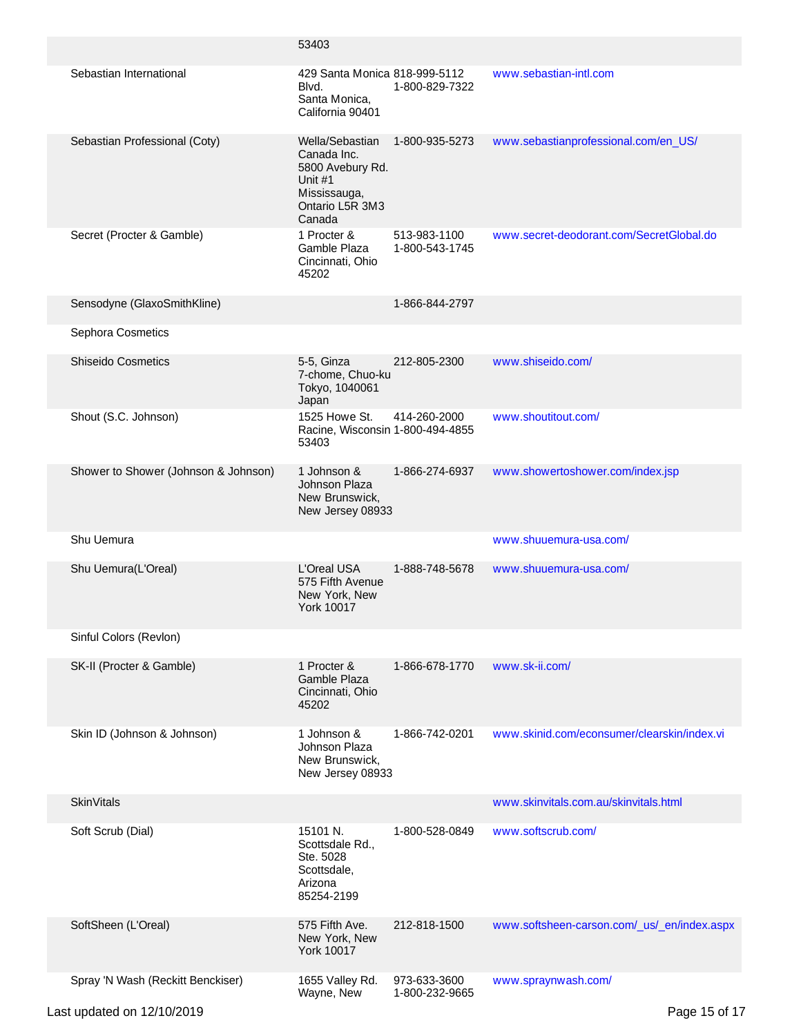| | | | |
|---|---|---|---|
| | 53403 | | |
| Sebastian International | 429 Santa Monica Blvd. Santa Monica, California 90401 | 818-999-5112 1-800-829-7322 | www.sebastian-intl.com |
| Sebastian Professional (Coty) | Wella/Sebastian Canada Inc. 5800 Avebury Rd. Unit #1 Mississauga, Ontario L5R 3M3 Canada | 1-800-935-5273 | www.sebastianprofessional.com/en_US/ |
| Secret (Procter & Gamble) | 1 Procter & Gamble Plaza Cincinnati, Ohio 45202 | 513-983-1100 1-800-543-1745 | www.secret-deodorant.com/SecretGlobal.do |
| Sensodyne (GlaxoSmithKline) | | 1-866-844-2797 | |
| Sephora Cosmetics | | | |
| Shiseido Cosmetics | 5-5, Ginza 7-chome, Chuo-ku Tokyo, 1040061 Japan | 212-805-2300 | www.shiseido.com/ |
| Shout (S.C. Johnson) | 1525 Howe St. Racine, Wisconsin 53403 | 414-260-2000 1-800-494-4855 | www.shoutitout.com/ |
| Shower to Shower (Johnson & Johnson) | 1 Johnson & Johnson Plaza New Brunswick, New Jersey 08933 | 1-866-274-6937 | www.showertoshower.com/index.jsp |
| Shu Uemura | | | www.shuuemura-usa.com/ |
| Shu Uemura(L'Oreal) | L'Oreal USA 575 Fifth Avenue New York, New York 10017 | 1-888-748-5678 | www.shuuemura-usa.com/ |
| Sinful Colors (Revlon) | | | |
| SK-II (Procter & Gamble) | 1 Procter & Gamble Plaza Cincinnati, Ohio 45202 | 1-866-678-1770 | www.sk-ii.com/ |
| Skin ID (Johnson & Johnson) | 1 Johnson & Johnson Plaza New Brunswick, New Jersey 08933 | 1-866-742-0201 | www.skinid.com/econsumer/clearskin/index.vi |
| SkinVitals | | | www.skinvitals.com.au/skinvitals.html |
| Soft Scrub (Dial) | 15101 N. Scottsdale Rd., Ste. 5028 Scottsdale, Arizona 85254-2199 | 1-800-528-0849 | www.softscrub.com/ |
| SoftSheen (L'Oreal) | 575 Fifth Ave. New York, New York 10017 | 212-818-1500 | www.softsheen-carson.com/_us/_en/index.aspx |
| Spray 'N Wash (Reckitt Benckiser) | 1655 Valley Rd. Wayne, New | 973-633-3600 1-800-232-9665 | www.spraynwash.com/ |

Last updated on 12/10/2019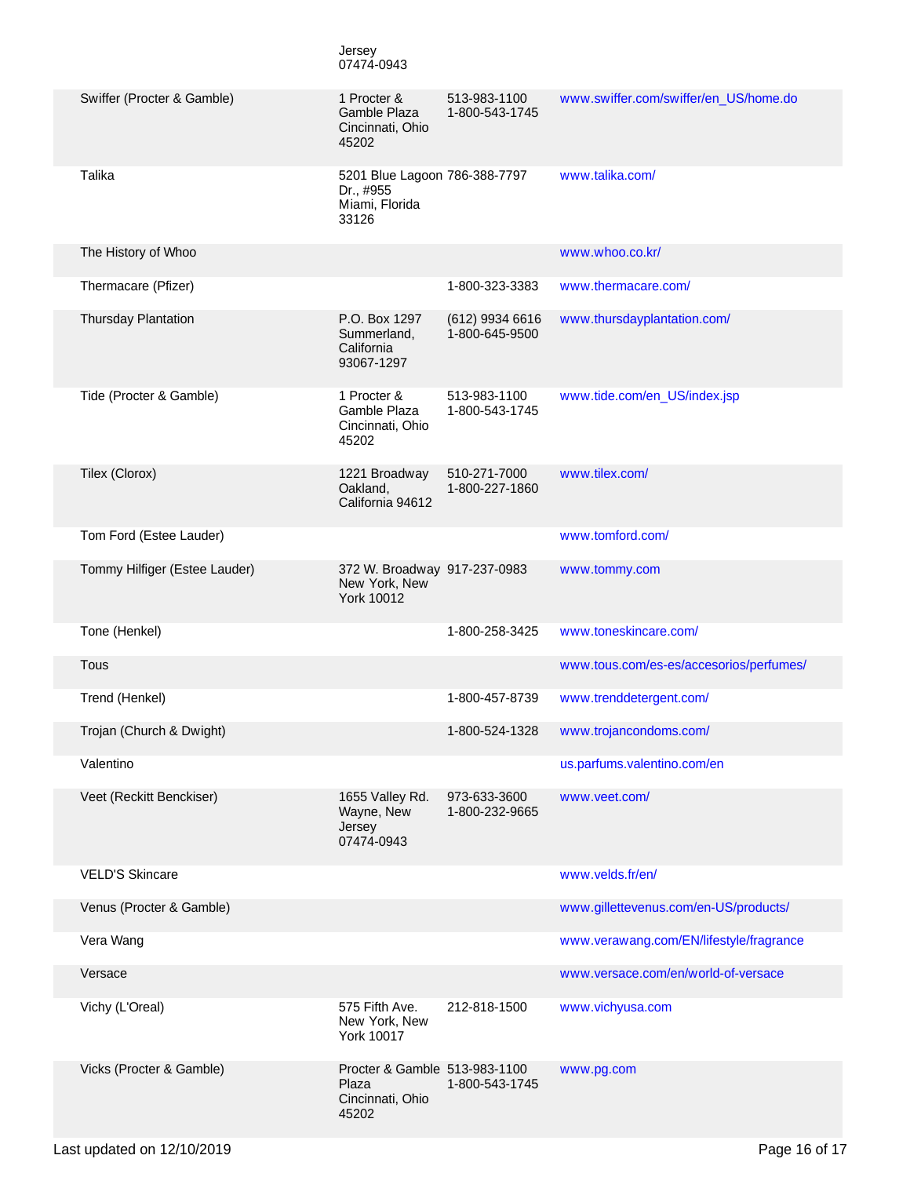| | Jersey 07474-0943 | | |
|---|---|---|---|
| Swiffer (Procter & Gamble) | 1 Procter & Gamble Plaza Cincinnati, Ohio 45202 | 513-983-1100 1-800-543-1745 | www.swiffer.com/swiffer/en_US/home.do |
| Talika | 5201 Blue Lagoon Dr., #955 Miami, Florida 33126 | 786-388-7797 | www.talika.com/ |
| The History of Whoo | | | www.whoo.co.kr/ |
| Thermacare (Pfizer) | | 1-800-323-3383 | www.thermacare.com/ |
| Thursday Plantation | P.O. Box 1297 Summerland, California 93067-1297 | (612) 9934 6616 1-800-645-9500 | www.thursdayplantation.com/ |
| Tide (Procter & Gamble) | 1 Procter & Gamble Plaza Cincinnati, Ohio 45202 | 513-983-1100 1-800-543-1745 | www.tide.com/en_US/index.jsp |
| Tilex (Clorox) | 1221 Broadway Oakland, California 94612 | 510-271-7000 1-800-227-1860 | www.tilex.com/ |
| Tom Ford (Estee Lauder) | | | www.tomford.com/ |
| Tommy Hilfiger (Estee Lauder) | 372 W. Broadway New York, New York 10012 | 917-237-0983 | www.tommy.com |
| Tone (Henkel) | | 1-800-258-3425 | www.toneskincare.com/ |
| Tous | | | www.tous.com/es-es/accesorios/perfumes/ |
| Trend (Henkel) | | 1-800-457-8739 | www.trenddetergent.com/ |
| Trojan (Church & Dwight) | | 1-800-524-1328 | www.trojancondoms.com/ |
| Valentino | | | us.parfums.valentino.com/en |
| Veet (Reckitt Benckiser) | 1655 Valley Rd. Wayne, New Jersey 07474-0943 | 973-633-3600 1-800-232-9665 | www.veet.com/ |
| VELD'S Skincare | | | www.velds.fr/en/ |
| Venus (Procter & Gamble) | | | www.gillettevenus.com/en-US/products/ |
| Vera Wang | | | www.verawang.com/EN/lifestyle/fragrance |
| Versace | | | www.versace.com/en/world-of-versace |
| Vichy (L'Oreal) | 575 Fifth Ave. New York, New York 10017 | 212-818-1500 | www.vichyusa.com |
| Vicks (Procter & Gamble) | Procter & Gamble Plaza Cincinnati, Ohio 45202 | 513-983-1100 1-800-543-1745 | www.pg.com |

Last updated on 12/10/2019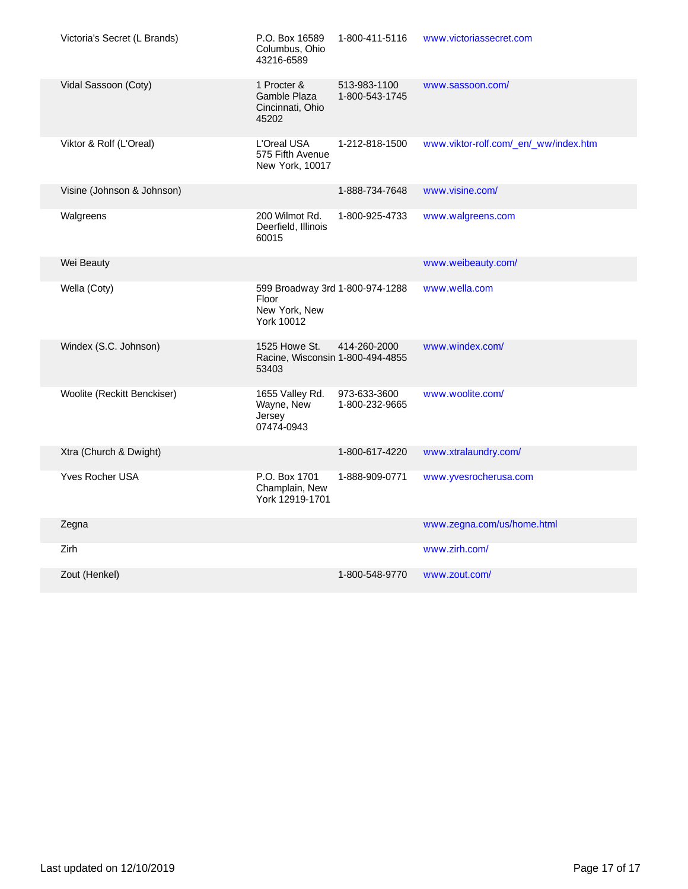| | | | |
|---|---|---|---|
| Victoria's Secret (L Brands) | P.O. Box 16589 Columbus, Ohio 43216-6589 | 1-800-411-5116 | www.victoriassecret.com |
| Vidal Sassoon (Coty) | 1 Procter & Gamble Plaza Cincinnati, Ohio 45202 | 513-983-1100 1-800-543-1745 | www.sassoon.com/ |
| Viktor & Rolf (L'Oreal) | L'Oreal USA 575 Fifth Avenue New York, 10017 | 1-212-818-1500 | www.viktor-rolf.com/_en/_ww/index.htm |
| Visine (Johnson & Johnson) | | 1-888-734-7648 | www.visine.com/ |
| Walgreens | 200 Wilmot Rd. Deerfield, Illinois 60015 | 1-800-925-4733 | www.walgreens.com |
| Wei Beauty | | | www.weibeauty.com/ |
| Wella (Coty) | 599 Broadway 3rd Floor New York, New York 10012 | 1-800-974-1288 | www.wella.com |
| Windex (S.C. Johnson) | 1525 Howe St. Racine, Wisconsin 53403 | 414-260-2000 1-800-494-4855 | www.windex.com/ |
| Woolite (Reckitt Benckiser) | 1655 Valley Rd. Wayne, New Jersey 07474-0943 | 973-633-3600 1-800-232-9665 | www.woolite.com/ |
| Xtra (Church & Dwight) | | 1-800-617-4220 | www.xtralaundry.com/ |
| Yves Rocher USA | P.O. Box 1701 Champlain, New York 12919-1701 | 1-888-909-0771 | www.yvesrocherusa.com |
| Zegna | | | www.zegna.com/us/home.html |
| Zirh | | | www.zirh.com/ |
| Zout (Henkel) | | 1-800-548-9770 | www.zout.com/ |

Last updated on 12/10/2019